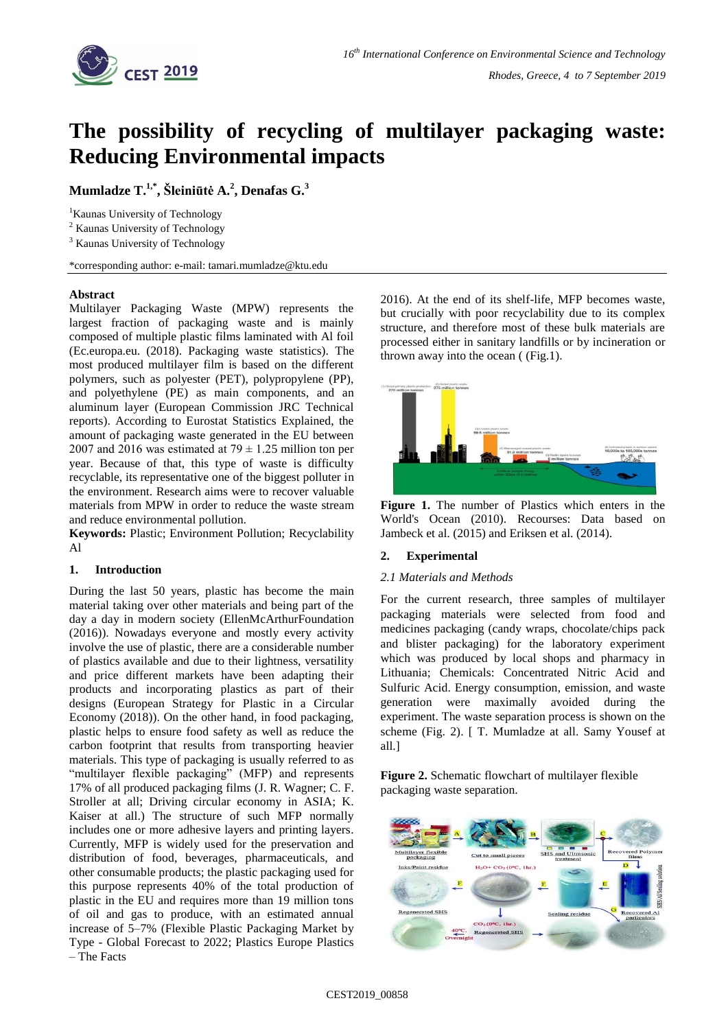# The possibility of recycling of multilayer packaging waste: Reducing Environmental impacts

**Mumladze T.[1,*], Šleiniūtė A.[2], Denafas G.[3]**

[1]Kaunas University of Technology
[2] Kaunas University of Technology
[3] Kaunas University of Technology

*corresponding author: e-mail: tamari.mumladze@ktu.edu

## Abstract

Multilayer Packaging Waste (MPW) represents the largest fraction of packaging waste and is mainly composed of multiple plastic films laminated with Al foil (Ec.europa.eu. (2018). Packaging waste statistics). The most produced multilayer film is based on the different polymers, such as polyester (PET), polypropylene (PP), and polyethylene (PE) as main components, and an aluminum layer (European Commission JRC Technical reports). According to Eurostat Statistics Explained, the amount of packaging waste generated in the EU between 2007 and 2016 was estimated at $79 \pm 1.25$ million ton per year. Because of that, this type of waste is difficulty recyclable, its representative one of the biggest polluter in the environment. Research aims were to recover valuable materials from MPW in order to reduce the waste stream and reduce environmental pollution.

**Keywords:** Plastic; Environment Pollution; Recyclability Al

## 1. Introduction

During the last 50 years, plastic has become the main material taking over other materials and being part of the day a day in modern society (EllenMcArthurFoundation (2016)). Nowadays everyone and mostly every activity involve the use of plastic, there are a considerable number of plastics available and due to their lightness, versatility and price different markets have been adapting their products and incorporating plastics as part of their designs (European Strategy for Plastic in a Circular Economy (2018)). On the other hand, in food packaging, plastic helps to ensure food safety as well as reduce the carbon footprint that results from transporting heavier materials. This type of packaging is usually referred to as "multilayer flexible packaging" (MFP) and represents 17% of all produced packaging films (J. R. Wagner; C. F. Stroller at all; Driving circular economy in ASIA; K. Kaiser at all.) The structure of such MFP normally includes one or more adhesive layers and printing layers. Currently, MFP is widely used for the preservation and distribution of food, beverages, pharmaceuticals, and other consumable products; the plastic packaging used for this purpose represents 40% of the total production of plastic in the EU and requires more than 19 million tons of oil and gas to produce, with an estimated annual increase of 5–7% (Flexible Plastic Packaging Market by Type - Global Forecast to 2022; Plastics Europe Plastics – The Facts 2016). At the end of its shelf-life, MFP becomes waste, but crucially with poor recyclability due to its complex structure, and therefore most of these bulk materials are processed either in sanitary landfills or by incineration or thrown away into the ocean ( (Fig.1).

**Figure 1.** The number of Plastics which enters in the World's Ocean (2010). Recourses: Data based on Jambeck et al. (2015) and Eriksen et al. (2014).

## 2. Experimental

### *2.1 Materials and Methods*

For the current research, three samples of multilayer packaging materials were selected from food and medicines packaging (candy wraps, chocolate/chips pack and blister packaging) for the laboratory experiment which was produced by local shops and pharmacy in Lithuania; Chemicals: Concentrated Nitric Acid and Sulfuric Acid. Energy consumption, emission, and waste generation were maximally avoided during the experiment. The waste separation process is shown on the scheme (Fig. 2). [ T. Mumladze at all. Samy Yousef at all.]

**Figure 2.** Schematic flowchart of multilayer flexible packaging waste separation.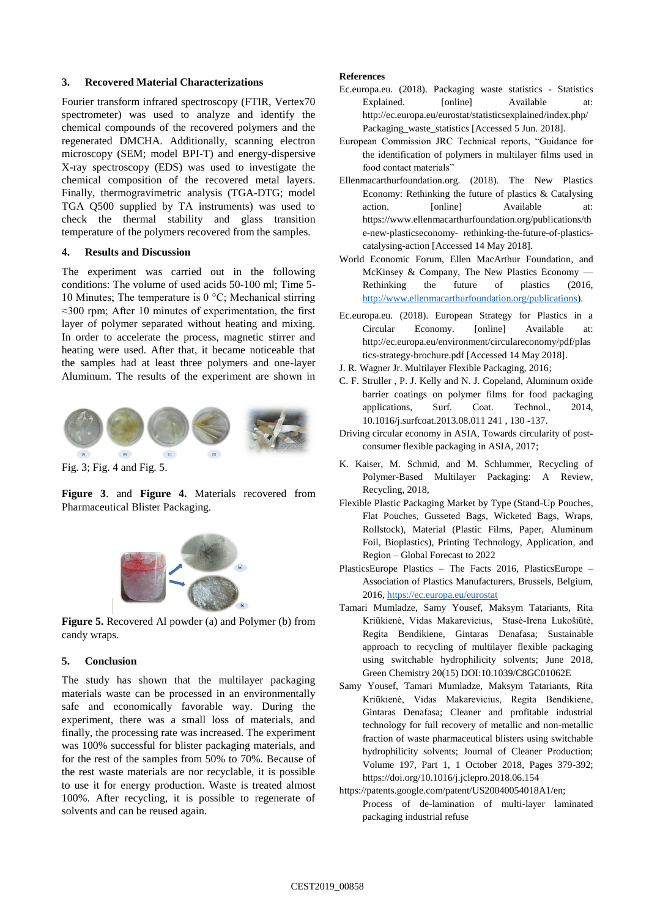## 3. Recovered Material Characterizations

Fourier transform infrared spectroscopy (FTIR, Vertex70 spectrometer) was used to analyze and identify the chemical compounds of the recovered polymers and the regenerated DMCHA. Additionally, scanning electron microscopy (SEM; model BPI-T) and energy-dispersive X-ray spectroscopy (EDS) was used to investigate the chemical composition of the recovered metal layers. Finally, thermogravimetric analysis (TGA-DTG; model TGA Q500 supplied by TA instruments) was used to check the thermal stability and glass transition temperature of the polymers recovered from the samples.

## 4. Results and Discussion

The experiment was carried out in the following conditions: The volume of used acids 50-100 ml; Time 5-10 Minutes; The temperature is 0 °C; Mechanical stirring ≈300 rpm; After 10 minutes of experimentation, the first layer of polymer separated without heating and mixing. In order to accelerate the process, magnetic stirrer and heating were used. After that, it became noticeable that the samples had at least three polymers and one-layer Aluminum. The results of the experiment are shown in Fig. 3; Fig. 4 and Fig. 5.

**Figure 3**. and **Figure 4.** Materials recovered from Pharmaceutical Blister Packaging.

**Figure 5.** Recovered Al powder (a) and Polymer (b) from candy wraps.

## 5. Conclusion

The study has shown that the multilayer packaging materials waste can be processed in an environmentally safe and economically favorable way. During the experiment, there was a small loss of materials, and finally, the processing rate was increased. The experiment was 100% successful for blister packaging materials, and for the rest of the samples from 50% to 70%. Because of the rest waste materials are nor recyclable, it is possible to use it for energy production. Waste is treated almost 100%. After recycling, it is possible to regenerate of solvents and can be reused again.

## References

Ec.europa.eu. (2018). Packaging waste statistics - Statistics Explained. [online] Available at: http://ec.europa.eu/eurostat/statisticsexplained/index.php/Packaging_waste_statistics [Accessed 5 Jun. 2018].

European Commission JRC Technical reports, "Guidance for the identification of polymers in multilayer films used in food contact materials"

Ellenmacarthurfoundation.org. (2018). The New Plastics Economy: Rethinking the future of plastics & Catalysing action. [online] Available at: https://www.ellenmacarthurfoundation.org/publications/the-new-plasticseconomy- rethinking-the-future-of-plastics-catalysing-action [Accessed 14 May 2018].

World Economic Forum, Ellen MacArthur Foundation, and McKinsey & Company, The New Plastics Economy — Rethinking the future of plastics (2016, http://www.ellenmacarthurfoundation.org/publications).

Ec.europa.eu. (2018). European Strategy for Plastics in a Circular Economy. [online] Available at: http://ec.europa.eu/environment/circulareconomy/pdf/plastics-strategy-brochure.pdf [Accessed 14 May 2018].

J. R. Wagner Jr. Multilayer Flexible Packaging, 2016;

C. F. Struller , P. J. Kelly and N. J. Copeland, Aluminum oxide barrier coatings on polymer films for food packaging applications, Surf. Coat. Technol., 2014, 10.1016/j.surfcoat.2013.08.011 241 , 130 -137.

Driving circular economy in ASIA, Towards circularity of post-consumer flexible packaging in ASIA, 2017;

K. Kaiser, M. Schmid, and M. Schlummer, Recycling of Polymer-Based Multilayer Packaging: A Review, Recycling, 2018,

Flexible Plastic Packaging Market by Type (Stand-Up Pouches, Flat Pouches, Gusseted Bags, Wicketed Bags, Wraps, Rollstock), Material (Plastic Films, Paper, Aluminum Foil, Bioplastics), Printing Technology, Application, and Region – Global Forecast to 2022

PlasticsEurope Plastics – The Facts 2016, PlasticsEurope – Association of Plastics Manufacturers, Brussels, Belgium, 2016, https://ec.europa.eu/eurostat

Tamari Mumladze, Samy Yousef, Maksym Tatariants, Rita Kriūkienė, Vidas Makarevicius, Stasė-Irena Lukošiūtė, Regita Bendikiene, Gintaras Denafasa; Sustainable approach to recycling of multilayer flexible packaging using switchable hydrophilicity solvents; June 2018, Green Chemistry 20(15) DOI:10.1039/C8GC01062E

Samy Yousef, Tamari Mumladze, Maksym Tatariants, Rita Kriūkienė, Vidas Makarevicius, Regita Bendikiene, Gintaras Denafasa; Cleaner and profitable industrial technology for full recovery of metallic and non-metallic fraction of waste pharmaceutical blisters using switchable hydrophilicity solvents; Journal of Cleaner Production; Volume 197, Part 1, 1 October 2018, Pages 379-392; https://doi.org/10.1016/j.jclepro.2018.06.154

https://patents.google.com/patent/US20040054018A1/en; Process of de-lamination of multi-layer laminated packaging industrial refuse